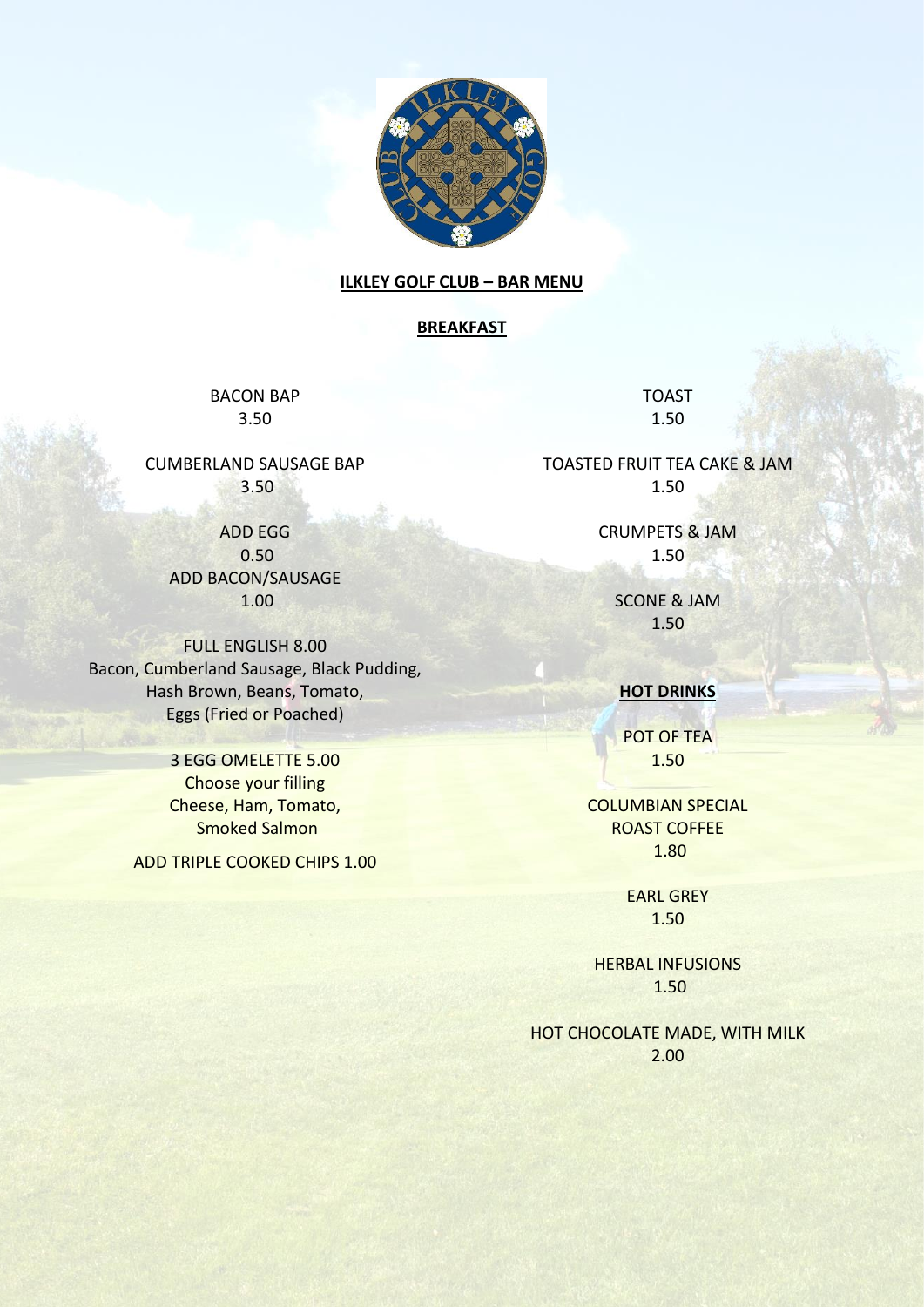# ILKLEY GOLF CLUB – BAR MENU

## BREAKFAST

BACON BAP
3.50

CUMBERLAND SAUSAGE BAP
3.50

ADD EGG
0.50
ADD BACON/SAUSAGE
1.00

FULL ENGLISH 8.00
Bacon, Cumberland Sausage, Black Pudding, Hash Brown, Beans, Tomato, Eggs (Fried or Poached)

3 EGG OMELETTE 5.00
Choose your filling
Cheese, Ham, Tomato, Smoked Salmon

ADD TRIPLE COOKED CHIPS 1.00

TOAST
1.50

TOASTED FRUIT TEA CAKE & JAM
1.50

CRUMPETS & JAM
1.50

SCONE & JAM
1.50

## HOT DRINKS

POT OF TEA
1.50

COLUMBIAN SPECIAL ROAST COFFEE
1.80

EARL GREY
1.50

HERBAL INFUSIONS
1.50

HOT CHOCOLATE MADE, WITH MILK
2.00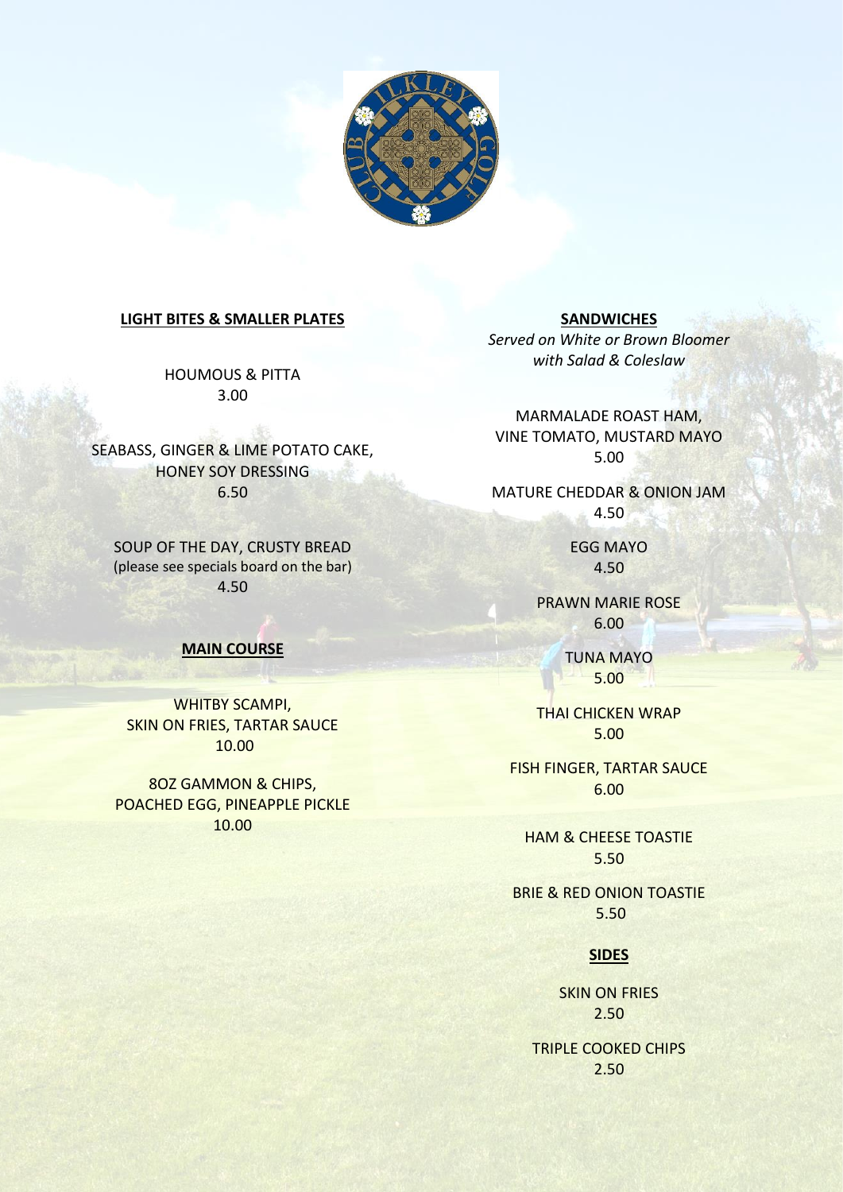## LIGHT BITES & SMALLER PLATES

HOUMOUS & PITTA
3.00

SEABASS, GINGER & LIME POTATO CAKE,
HONEY SOY DRESSING
6.50

SOUP OF THE DAY, CRUSTY BREAD
(please see specials board on the bar)
4.50

## MAIN COURSE

WHITBY SCAMPI,
SKIN ON FRIES, TARTAR SAUCE
10.00

8OZ GAMMON & CHIPS,
POACHED EGG, PINEAPPLE PICKLE
10.00

## SANDWICHES

*Served on White or Brown Bloomer*
*with Salad & Coleslaw*

MARMALADE ROAST HAM,
VINE TOMATO, MUSTARD MAYO
5.00

MATURE CHEDDAR & ONION JAM
4.50

EGG MAYO
4.50

PRAWN MARIE ROSE
6.00

TUNA MAYO
5.00

THAI CHICKEN WRAP
5.00

FISH FINGER, TARTAR SAUCE
6.00

HAM & CHEESE TOASTIE
5.50

BRIE & RED ONION TOASTIE
5.50

## SIDES

SKIN ON FRIES
2.50

TRIPLE COOKED CHIPS
2.50